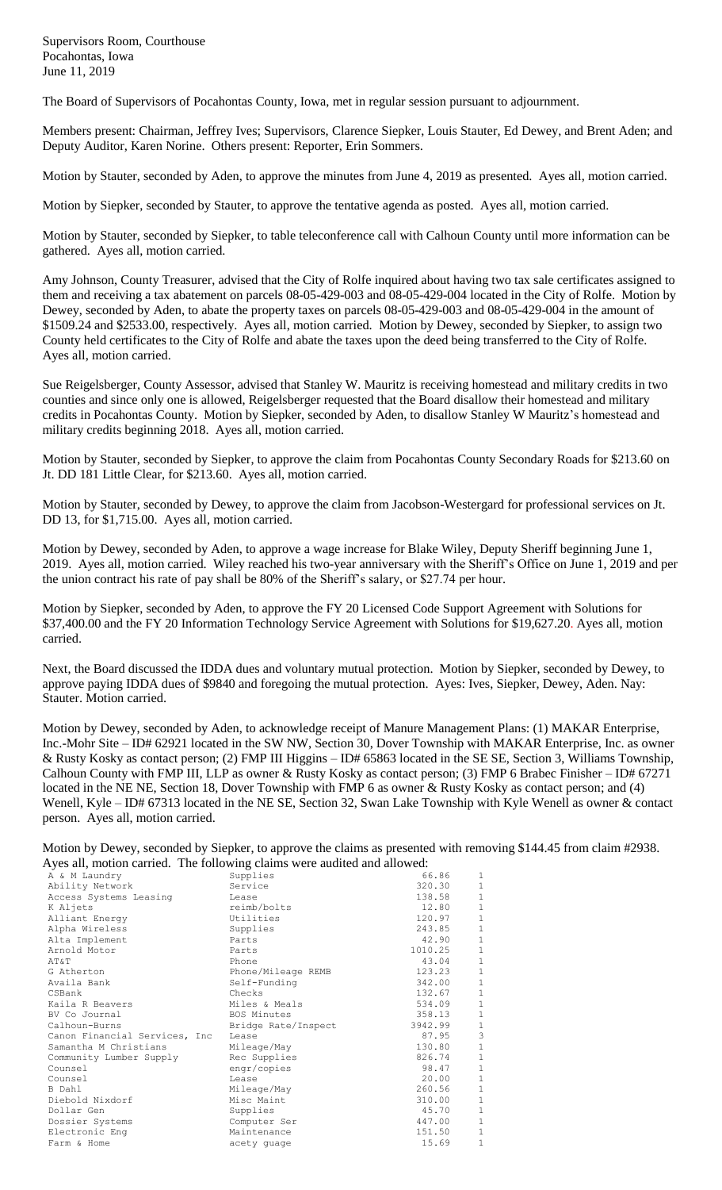Supervisors Room, Courthouse
Pocahontas, Iowa
June 11, 2019

The Board of Supervisors of Pocahontas County, Iowa, met in regular session pursuant to adjournment.

Members present: Chairman, Jeffrey Ives; Supervisors, Clarence Siepker, Louis Stauter, Ed Dewey, and Brent Aden; and Deputy Auditor, Karen Norine. Others present: Reporter, Erin Sommers.

Motion by Stauter, seconded by Aden, to approve the minutes from June 4, 2019 as presented. Ayes all, motion carried.

Motion by Siepker, seconded by Stauter, to approve the tentative agenda as posted. Ayes all, motion carried.

Motion by Stauter, seconded by Siepker, to table teleconference call with Calhoun County until more information can be gathered. Ayes all, motion carried.

Amy Johnson, County Treasurer, advised that the City of Rolfe inquired about having two tax sale certificates assigned to them and receiving a tax abatement on parcels 08-05-429-003 and 08-05-429-004 located in the City of Rolfe. Motion by Dewey, seconded by Aden, to abate the property taxes on parcels 08-05-429-003 and 08-05-429-004 in the amount of $1509.24 and $2533.00, respectively. Ayes all, motion carried. Motion by Dewey, seconded by Siepker, to assign two County held certificates to the City of Rolfe and abate the taxes upon the deed being transferred to the City of Rolfe. Ayes all, motion carried.

Sue Reigelsberger, County Assessor, advised that Stanley W. Mauritz is receiving homestead and military credits in two counties and since only one is allowed, Reigelsberger requested that the Board disallow their homestead and military credits in Pocahontas County. Motion by Siepker, seconded by Aden, to disallow Stanley W Mauritz's homestead and military credits beginning 2018. Ayes all, motion carried.

Motion by Stauter, seconded by Siepker, to approve the claim from Pocahontas County Secondary Roads for $213.60 on Jt. DD 181 Little Clear, for $213.60. Ayes all, motion carried.

Motion by Stauter, seconded by Dewey, to approve the claim from Jacobson-Westergard for professional services on Jt. DD 13, for $1,715.00. Ayes all, motion carried.

Motion by Dewey, seconded by Aden, to approve a wage increase for Blake Wiley, Deputy Sheriff beginning June 1, 2019. Ayes all, motion carried. Wiley reached his two-year anniversary with the Sheriff's Office on June 1, 2019 and per the union contract his rate of pay shall be 80% of the Sheriff's salary, or $27.74 per hour.

Motion by Siepker, seconded by Aden, to approve the FY 20 Licensed Code Support Agreement with Solutions for $37,400.00 and the FY 20 Information Technology Service Agreement with Solutions for $19,627.20. Ayes all, motion carried.

Next, the Board discussed the IDDA dues and voluntary mutual protection. Motion by Siepker, seconded by Dewey, to approve paying IDDA dues of $9840 and foregoing the mutual protection. Ayes: Ives, Siepker, Dewey, Aden. Nay: Stauter. Motion carried.

Motion by Dewey, seconded by Aden, to acknowledge receipt of Manure Management Plans: (1) MAKAR Enterprise, Inc.-Mohr Site – ID# 62921 located in the SW NW, Section 30, Dover Township with MAKAR Enterprise, Inc. as owner & Rusty Kosky as contact person; (2) FMP III Higgins – ID# 65863 located in the SE SE, Section 3, Williams Township, Calhoun County with FMP III, LLP as owner & Rusty Kosky as contact person; (3) FMP 6 Brabec Finisher – ID# 67271 located in the NE NE, Section 18, Dover Township with FMP 6 as owner & Rusty Kosky as contact person; and (4) Wenell, Kyle – ID# 67313 located in the NE SE, Section 32, Swan Lake Township with Kyle Wenell as owner & contact person. Ayes all, motion carried.

Motion by Dewey, seconded by Siepker, to approve the claims as presented with removing $144.45 from claim #2938. Ayes all, motion carried. The following claims were audited and allowed:

| | | | |
|---|---|---|---|
| A & M Laundry | Supplies | 66.86 | 1 |
| Ability Network | Service | 320.30 | 1 |
| Access Systems Leasing | Lease | 138.58 | 1 |
| K Aljets | reimb/bolts | 12.80 | 1 |
| Alliant Energy | Utilities | 120.97 | 1 |
| Alpha Wireless | Supplies | 243.85 | 1 |
| Alta Implement | Parts | 42.90 | 1 |
| Arnold Motor | Parts | 1010.25 | 1 |
| AT&T | Phone | 43.04 | 1 |
| G Atherton | Phone/Mileage REMB | 123.23 | 1 |
| Availa Bank | Self-Funding | 342.00 | 1 |
| CSBank | Checks | 132.67 | 1 |
| Kaila R Beavers | Miles & Meals | 534.09 | 1 |
| BV Co Journal | BOS Minutes | 358.13 | 1 |
| Calhoun-Burns | Bridge Rate/Inspect | 3942.99 | 1 |
| Canon Financial Services, Inc | Lease | 87.95 | 3 |
| Samantha M Christians | Mileage/May | 130.80 | 1 |
| Community Lumber Supply | Rec Supplies | 826.74 | 1 |
| Counsel | engr/copies | 98.47 | 1 |
| Counsel | Lease | 20.00 | 1 |
| B Dahl | Mileage/May | 260.56 | 1 |
| Diebold Nixdorf | Misc Maint | 310.00 | 1 |
| Dollar Gen | Supplies | 45.70 | 1 |
| Dossier Systems | Computer Ser | 447.00 | 1 |
| Electronic Eng | Maintenance | 151.50 | 1 |
| Farm & Home | acety guage | 15.69 | 1 |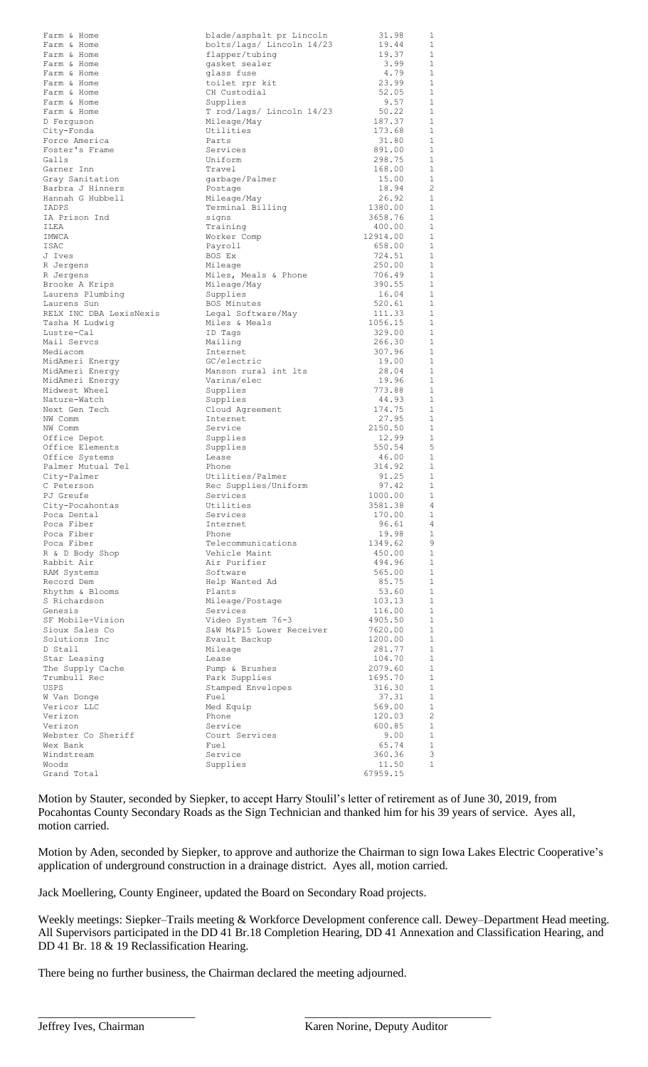| | | | |
|---|---|---|---|
| Farm & Home | blade/asphalt pr Lincoln | 31.98 | 1 |
| Farm & Home | bolts/lags/ Lincoln 14/23 | 19.44 | 1 |
| Farm & Home | flapper/tubing | 19.37 | 1 |
| Farm & Home | gasket sealer | 3.99 | 1 |
| Farm & Home | glass fuse | 4.79 | 1 |
| Farm & Home | toilet rpr kit | 23.99 | 1 |
| Farm & Home | CH Custodial | 52.05 | 1 |
| Farm & Home | Supplies | 9.57 | 1 |
| Farm & Home | T rod/lags/ Lincoln 14/23 | 50.22 | 1 |
| D Ferguson | Mileage/May | 187.37 | 1 |
| City-Fonda | Utilities | 173.68 | 1 |
| Force America | Parts | 31.80 | 1 |
| Foster's Frame | Services | 891.00 | 1 |
| Galls | Uniform | 298.75 | 1 |
| Garner Inn | Travel | 168.00 | 1 |
| Gray Sanitation | garbage/Palmer | 15.00 | 1 |
| Barbra J Hinners | Postage | 18.94 | 2 |
| Hannah G Hubbell | Mileage/May | 26.92 | 1 |
| IADPS | Terminal Billing | 1380.00 | 1 |
| IA Prison Ind | signs | 3658.76 | 1 |
| ILEA | Training | 400.00 | 1 |
| IMWCA | Worker Comp | 12914.00 | 1 |
| ISAC | Payroll | 658.00 | 1 |
| J Ives | BOS Ex | 724.51 | 1 |
| R Jergens | Mileage | 250.00 | 1 |
| R Jergens | Miles, Meals & Phone | 706.49 | 1 |
| Brooke A Krips | Mileage/May | 390.55 | 1 |
| Laurens Plumbing | Supplies | 16.04 | 1 |
| Laurens Sun | BOS Minutes | 520.61 | 1 |
| RELX INC DBA LexisNexis | Legal Software/May | 111.33 | 1 |
| Tasha M Ludwig | Miles & Meals | 1056.15 | 1 |
| Lustre-Cal | ID Tags | 329.00 | 1 |
| Mail Servcs | Mailing | 266.30 | 1 |
| Mediacom | Internet | 307.96 | 1 |
| MidAmeri Energy | GC/electric | 19.00 | 1 |
| MidAmeri Energy | Manson rural int lts | 28.04 | 1 |
| MidAmeri Energy | Varina/elec | 19.96 | 1 |
| Midwest Wheel | Supplies | 773.88 | 1 |
| Nature-Watch | Supplies | 44.93 | 1 |
| Next Gen Tech | Cloud Agreement | 174.75 | 1 |
| NW Comm | Internet | 27.95 | 1 |
| NW Comm | Service | 2150.50 | 1 |
| Office Depot | Supplies | 12.99 | 1 |
| Office Elements | Supplies | 550.54 | 5 |
| Office Systems | Lease | 46.00 | 1 |
| Palmer Mutual Tel | Phone | 314.92 | 1 |
| City-Palmer | Utilities/Palmer | 91.25 | 1 |
| C Peterson | Rec Supplies/Uniform | 97.42 | 1 |
| PJ Greufe | Services | 1000.00 | 1 |
| City-Pocahontas | Utilities | 3581.38 | 4 |
| Poca Dental | Services | 170.00 | 1 |
| Poca Fiber | Internet | 96.61 | 4 |
| Poca Fiber | Phone | 19.98 | 1 |
| Poca Fiber | Telecommunications | 1349.62 | 9 |
| R & D Body Shop | Vehicle Maint | 450.00 | 1 |
| Rabbit Air | Air Purifier | 494.96 | 1 |
| RAM Systems | Software | 565.00 | 1 |
| Record Dem | Help Wanted Ad | 85.75 | 1 |
| Rhythm & Blooms | Plants | 53.60 | 1 |
| S Richardson | Mileage/Postage | 103.13 | 1 |
| Genesis | Services | 116.00 | 1 |
| SF Mobile-Vision | Video System 76-3 | 4905.50 | 1 |
| Sioux Sales Co | S&W M&P15 Lower Receiver | 7620.00 | 1 |
| Solutions Inc | Evault Backup | 1200.00 | 1 |
| D Stall | Mileage | 281.77 | 1 |
| Star Leasing | Lease | 104.70 | 1 |
| The Supply Cache | Pump & Brushes | 2079.60 | 1 |
| Trumbull Rec | Park Supplies | 1695.70 | 1 |
| USPS | Stamped Envelopes | 316.30 | 1 |
| W Van Donge | Fuel | 37.31 | 1 |
| Vericor LLC | Med Equip | 569.00 | 1 |
| Verizon | Phone | 120.03 | 2 |
| Verizon | Service | 600.85 | 1 |
| Webster Co Sheriff | Court Services | 9.00 | 1 |
| Wex Bank | Fuel | 65.74 | 1 |
| Windstream | Service | 360.36 | 3 |
| Woods | Supplies | 11.50 | 1 |
| Grand Total | | 67959.15 | |

Motion by Stauter, seconded by Siepker, to accept Harry Stoulil's letter of retirement as of June 30, 2019, from Pocahontas County Secondary Roads as the Sign Technician and thanked him for his 39 years of service. Ayes all, motion carried.

Motion by Aden, seconded by Siepker, to approve and authorize the Chairman to sign Iowa Lakes Electric Cooperative's application of underground construction in a drainage district. Ayes all, motion carried.

Jack Moellering, County Engineer, updated the Board on Secondary Road projects.

Weekly meetings: Siepker–Trails meeting & Workforce Development conference call. Dewey–Department Head meeting. All Supervisors participated in the DD 41 Br.18 Completion Hearing, DD 41 Annexation and Classification Hearing, and DD 41 Br. 18 & 19 Reclassification Hearing.

There being no further business, the Chairman declared the meeting adjourned.

\_\_\_\_\_\_\_\_\_\_\_\_\_\_\_\_\_\_\_\_\_\_\_\_\_\_\_ \_\_\_\_\_\_\_\_\_\_\_\_\_\_\_\_\_\_\_\_\_\_\_\_\_\_\_\_\_\_\_\_

Jeffrey Ives, Chairman Karen Norine, Deputy Auditor